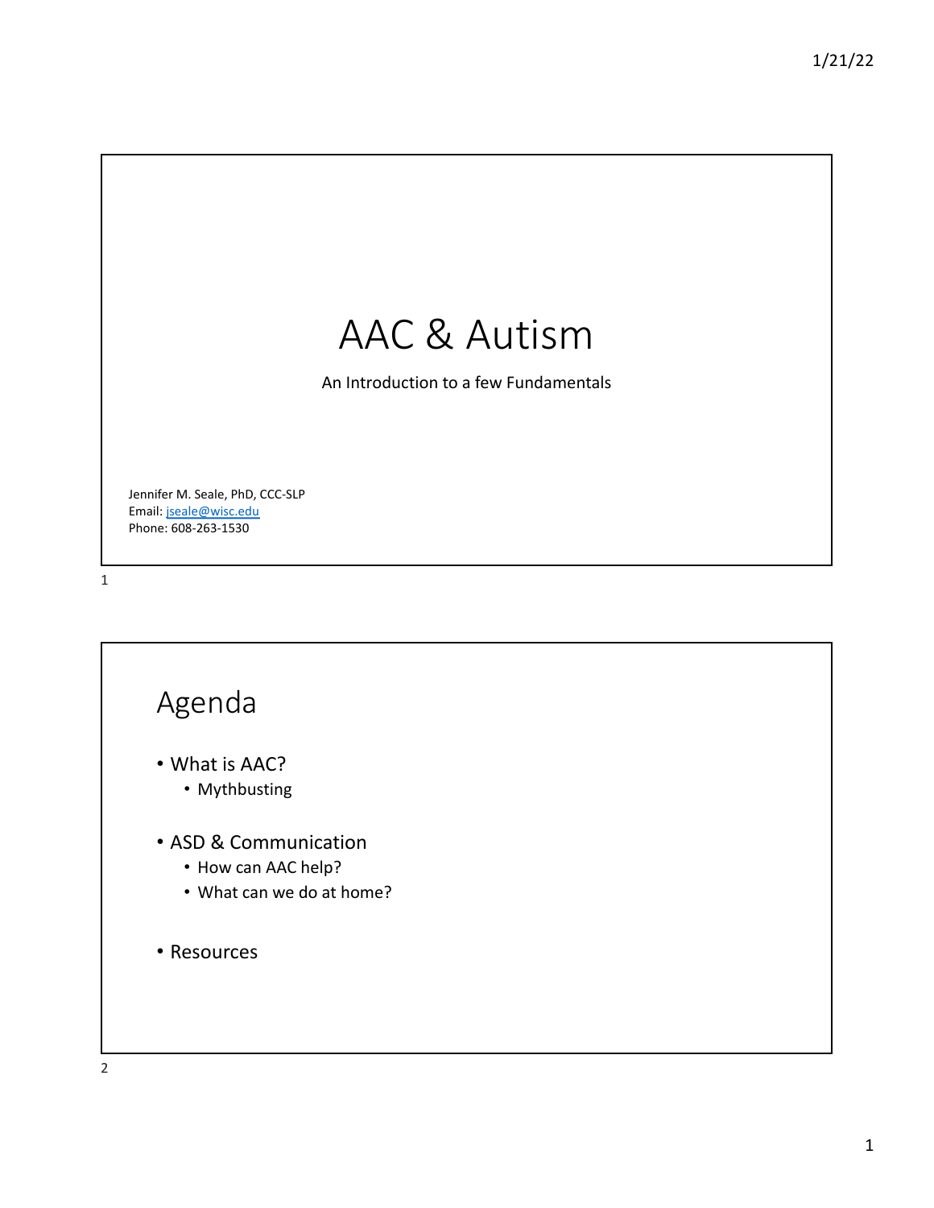# AAC & Autism

An Introduction to a few Fundamentals

Jennifer M. Seale, PhD, CCC-SLP
Email: jseale@wisc.edu
Phone: 608-263-1530

## Agenda

- What is AAC?
  - Mythbusting
- ASD & Communication
  - How can AAC help?
  - What can we do at home?
- Resources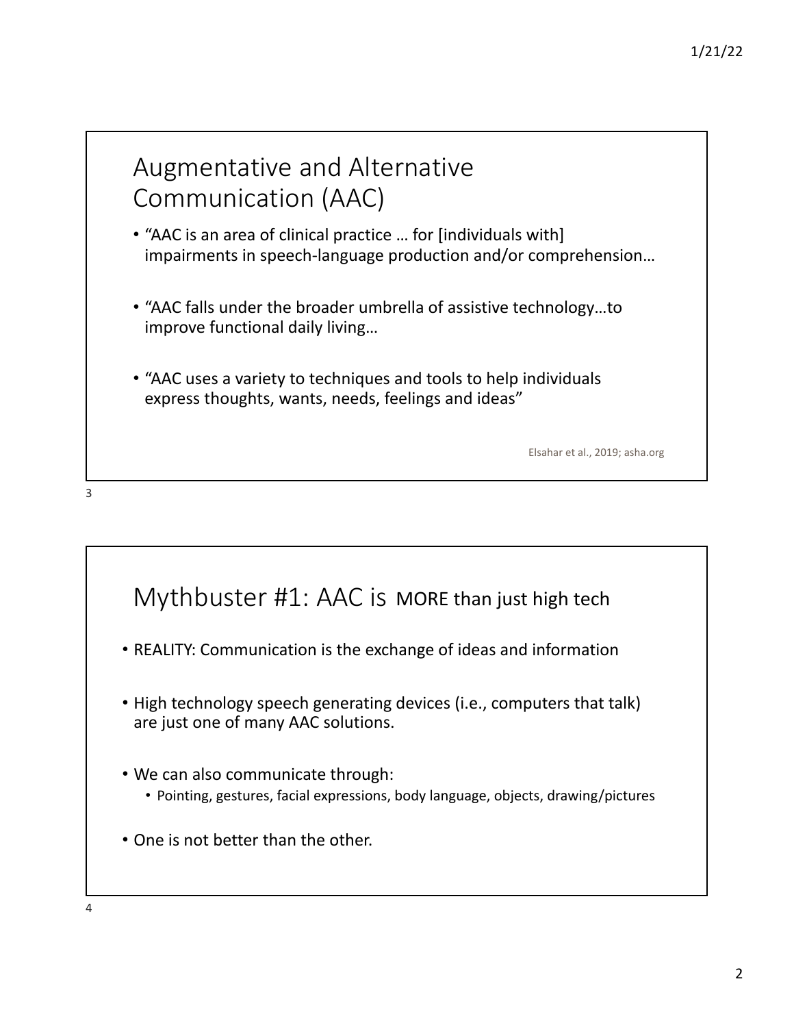## Augmentative and Alternative Communication (AAC)

- "AAC is an area of clinical practice … for [individuals with] impairments in speech-language production and/or comprehension…
- "AAC falls under the broader umbrella of assistive technology…to improve functional daily living…
- "AAC uses a variety to techniques and tools to help individuals express thoughts, wants, needs, feelings and ideas"

Elsahar et al., 2019; asha.org

## Mythbuster #1: AAC is MORE than just high tech

- REALITY: Communication is the exchange of ideas and information
- High technology speech generating devices (i.e., computers that talk) are just one of many AAC solutions.
- We can also communicate through:
  - Pointing, gestures, facial expressions, body language, objects, drawing/pictures
- One is not better than the other.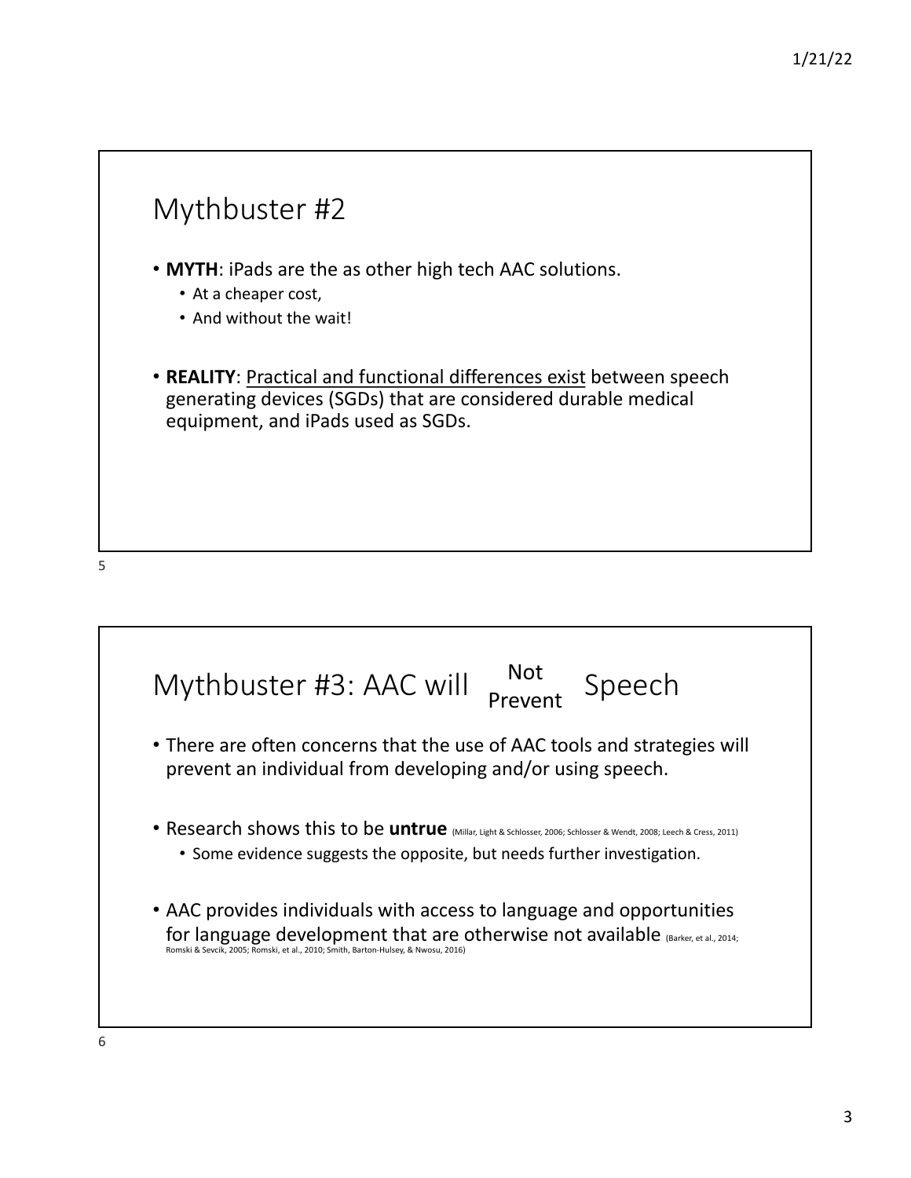## Mythbuster #2

- **MYTH**: iPads are the as other high tech AAC solutions.
  - At a cheaper cost,
  - And without the wait!

- **REALITY**: Practical and functional differences exist between speech generating devices (SGDs) that are considered durable medical equipment, and iPads used as SGDs.

## Mythbuster #3: AAC will Not Prevent Speech

- There are often concerns that the use of AAC tools and strategies will prevent an individual from developing and/or using speech.

- Research shows this to be **untrue** (Millar, Light & Schlosser, 2006; Schlosser & Wendt, 2008; Leech & Cress, 2011)
  - Some evidence suggests the opposite, but needs further investigation.

- AAC provides individuals with access to language and opportunities for language development that are otherwise not available (Barker, et al., 2014; Romski & Sevcik, 2005; Romski, et al., 2010; Smith, Barton-Hulsey, & Nwosu, 2016)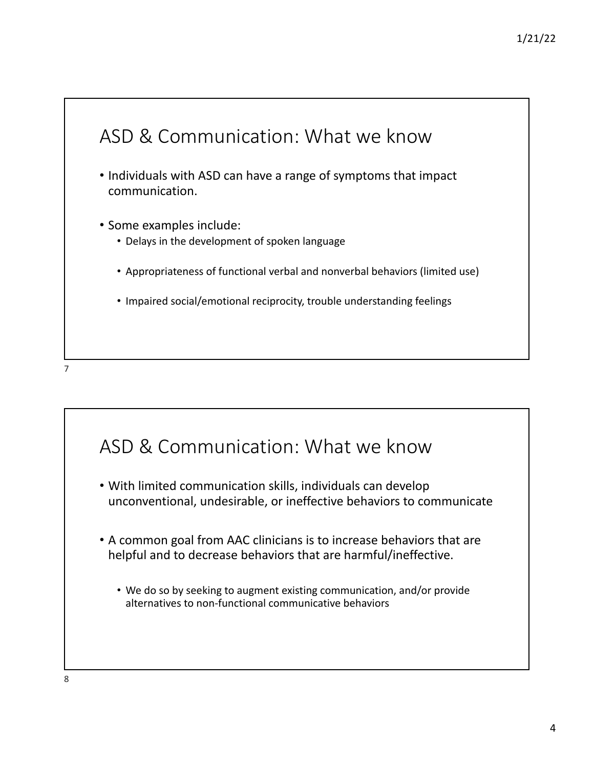## ASD & Communication: What we know

- Individuals with ASD can have a range of symptoms that impact communication.
- Some examples include:
  - Delays in the development of spoken language
  - Appropriateness of functional verbal and nonverbal behaviors (limited use)
  - Impaired social/emotional reciprocity, trouble understanding feelings

## ASD & Communication: What we know

- With limited communication skills, individuals can develop unconventional, undesirable, or ineffective behaviors to communicate
- A common goal from AAC clinicians is to increase behaviors that are helpful and to decrease behaviors that are harmful/ineffective.
  - We do so by seeking to augment existing communication, and/or provide alternatives to non-functional communicative behaviors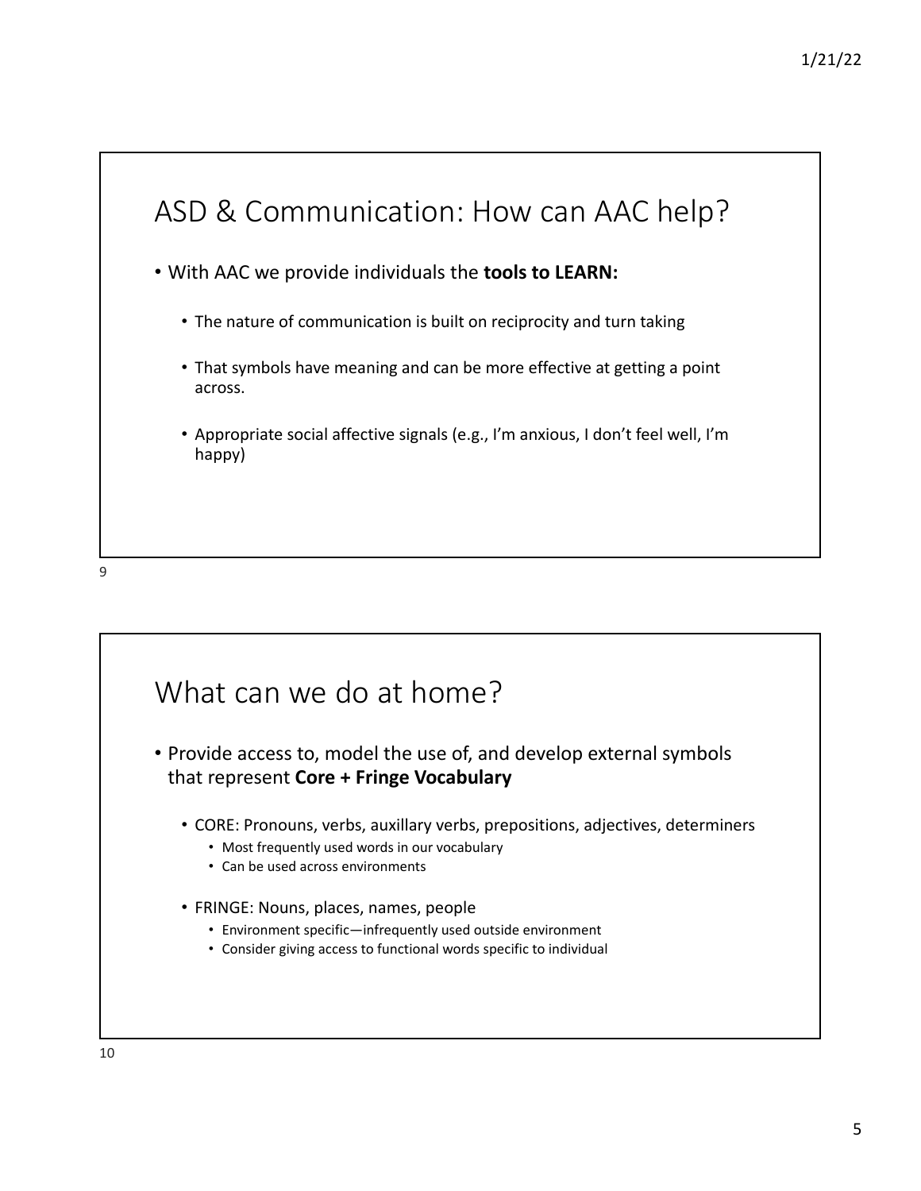## ASD & Communication: How can AAC help?

- With AAC we provide individuals the **tools to LEARN:**
  - The nature of communication is built on reciprocity and turn taking
  - That symbols have meaning and can be more effective at getting a point across.
  - Appropriate social affective signals (e.g., I'm anxious, I don't feel well, I'm happy)

## What can we do at home?

- Provide access to, model the use of, and develop external symbols that represent **Core + Fringe Vocabulary**
  - CORE: Pronouns, verbs, auxillary verbs, prepositions, adjectives, determiners
    - Most frequently used words in our vocabulary
    - Can be used across environments
  - FRINGE: Nouns, places, names, people
    - Environment specific—infrequently used outside environment
    - Consider giving access to functional words specific to individual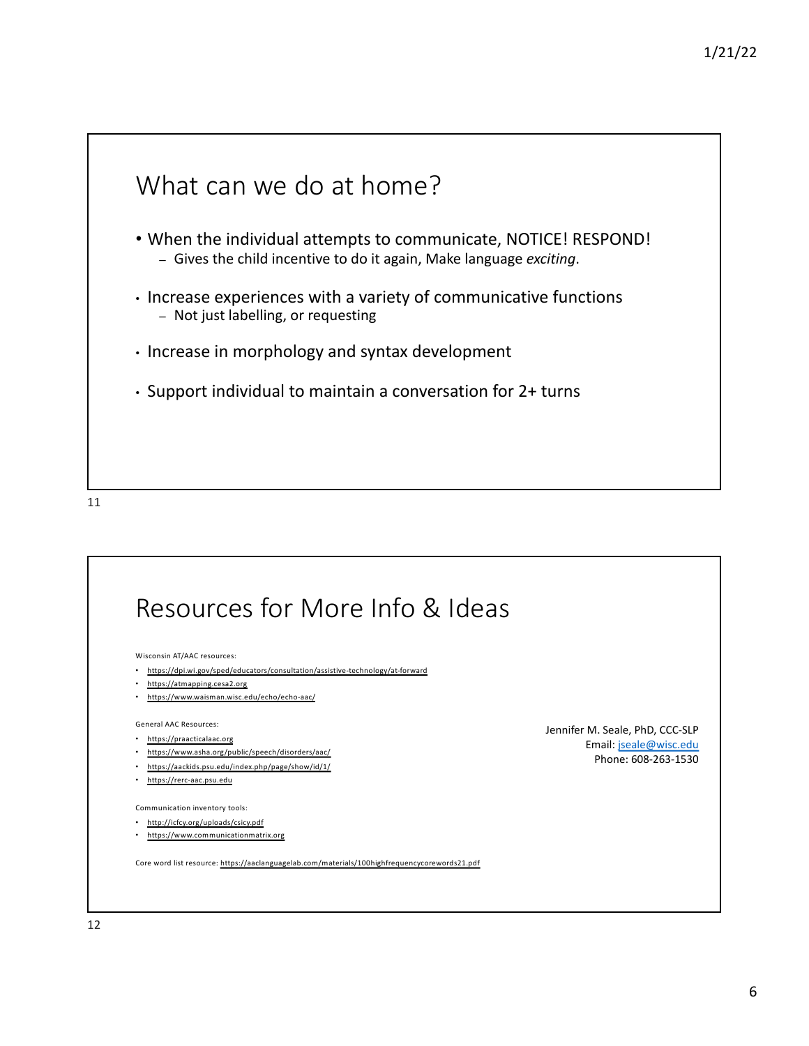## What can we do at home?

- When the individual attempts to communicate, NOTICE! RESPOND!
  - Gives the child incentive to do it again, Make language *exciting*.
- Increase experiences with a variety of communicative functions
  - Not just labelling, or requesting
- Increase in morphology and syntax development
- Support individual to maintain a conversation for 2+ turns

## Resources for More Info & Ideas

Wisconsin AT/AAC resources:

- https://dpi.wi.gov/sped/educators/consultation/assistive-technology/at-forward
- https://atmapping.cesa2.org
- https://www.waisman.wisc.edu/echo/echo-aac/

General AAC Resources:

- https://praacticalaac.org
- https://www.asha.org/public/speech/disorders/aac/
- https://aackids.psu.edu/index.php/page/show/id/1/
- https://rerc-aac.psu.edu

Communication inventory tools:

- http://icfcy.org/uploads/csicy.pdf
- https://www.communicationmatrix.org

Core word list resource: https://aaclanguagelab.com/materials/100highfrequencycorewords21.pdf

Jennifer M. Seale, PhD, CCC-SLP
Email: jseale@wisc.edu
Phone: 608-263-1530